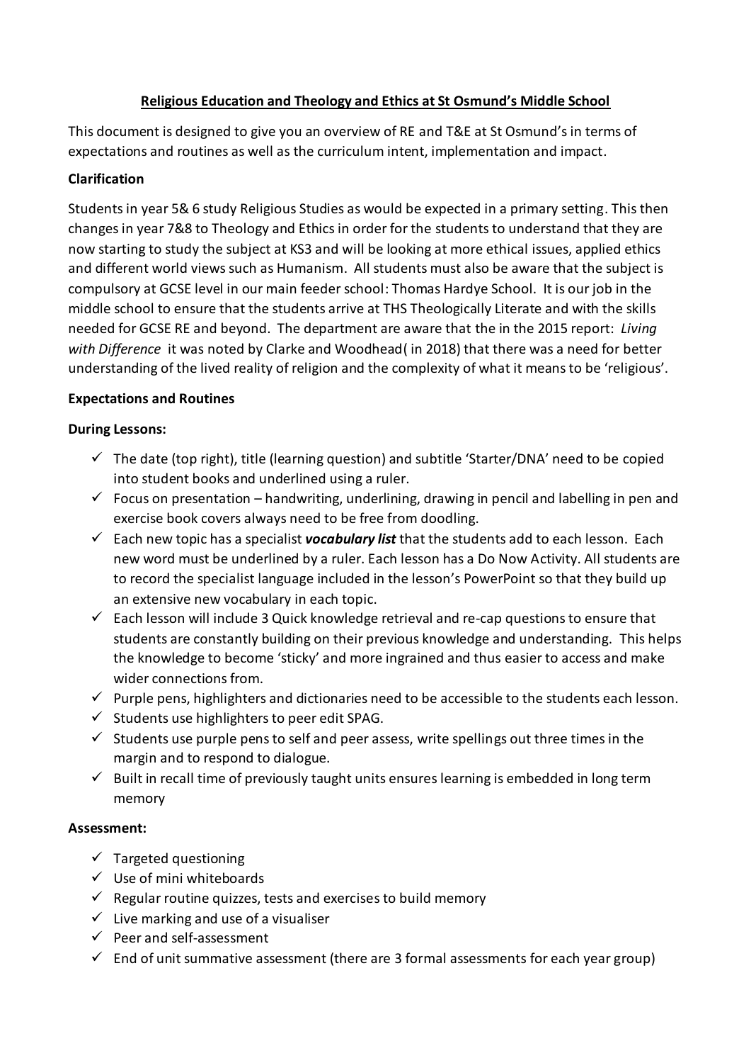# Religious Education and Theology and Ethics at St Osmund's Middle School

This document is designed to give you an overview of RE and T&E at St Osmund's in terms of expectations and routines as well as the curriculum intent, implementation and impact.

**Clarification**

Students in year 5& 6 study Religious Studies as would be expected in a primary setting. This then changes in year 7&8 to Theology and Ethics in order for the students to understand that they are now starting to study the subject at KS3 and will be looking at more ethical issues, applied ethics and different world views such as Humanism. All students must also be aware that the subject is compulsory at GCSE level in our main feeder school: Thomas Hardye School. It is our job in the middle school to ensure that the students arrive at THS Theologically Literate and with the skills needed for GCSE RE and beyond. The department are aware that the in the 2015 report: *Living with Difference* it was noted by Clarke and Woodhead( in 2018) that there was a need for better understanding of the lived reality of religion and the complexity of what it means to be 'religious'.

**Expectations and Routines**

**During Lessons:**

- ✓ The date (top right), title (learning question) and subtitle 'Starter/DNA' need to be copied into student books and underlined using a ruler.
- ✓ Focus on presentation – handwriting, underlining, drawing in pencil and labelling in pen and exercise book covers always need to be free from doodling.
- ✓ Each new topic has a specialist ***vocabulary list*** that the students add to each lesson. Each new word must be underlined by a ruler. Each lesson has a Do Now Activity. All students are to record the specialist language included in the lesson's PowerPoint so that they build up an extensive new vocabulary in each topic.
- ✓ Each lesson will include 3 Quick knowledge retrieval and re-cap questions to ensure that students are constantly building on their previous knowledge and understanding. This helps the knowledge to become 'sticky' and more ingrained and thus easier to access and make wider connections from.
- ✓ Purple pens, highlighters and dictionaries need to be accessible to the students each lesson.
- ✓ Students use highlighters to peer edit SPAG.
- ✓ Students use purple pens to self and peer assess, write spellings out three times in the margin and to respond to dialogue.
- ✓ Built in recall time of previously taught units ensures learning is embedded in long term memory

**Assessment:**

- ✓ Targeted questioning
- ✓ Use of mini whiteboards
- ✓ Regular routine quizzes, tests and exercises to build memory
- ✓ Live marking and use of a visualiser
- ✓ Peer and self-assessment
- ✓ End of unit summative assessment (there are 3 formal assessments for each year group)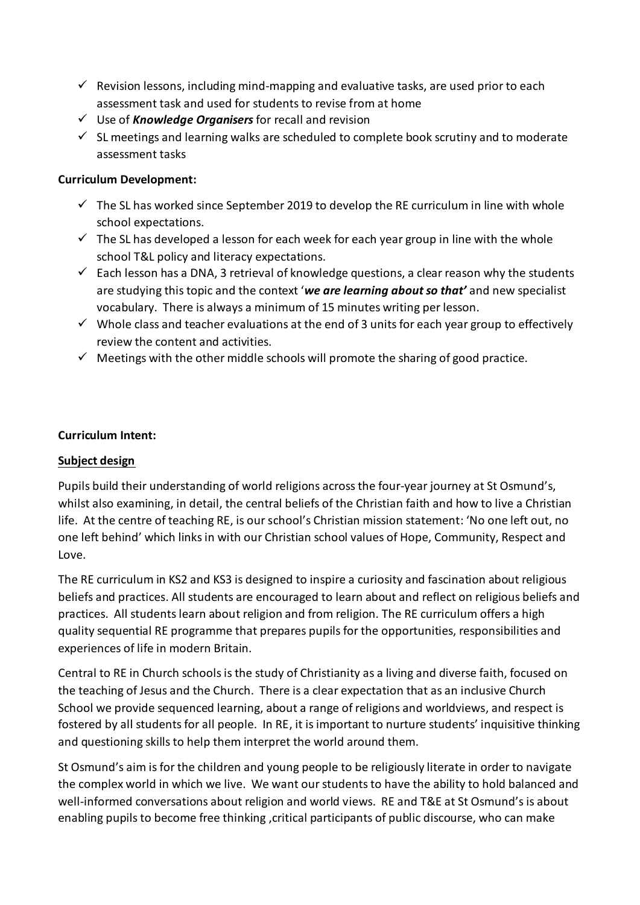- ✓ Revision lessons, including mind-mapping and evaluative tasks, are used prior to each assessment task and used for students to revise from at home
- ✓ Use of ***Knowledge Organisers*** for recall and revision
- ✓ SL meetings and learning walks are scheduled to complete book scrutiny and to moderate assessment tasks

**Curriculum Development:**

- ✓ The SL has worked since September 2019 to develop the RE curriculum in line with whole school expectations.
- ✓ The SL has developed a lesson for each week for each year group in line with the whole school T&L policy and literacy expectations.
- ✓ Each lesson has a DNA, 3 retrieval of knowledge questions, a clear reason why the students are studying this topic and the context '***we are learning about so that'*** and new specialist vocabulary. There is always a minimum of 15 minutes writing per lesson.
- ✓ Whole class and teacher evaluations at the end of 3 units for each year group to effectively review the content and activities.
- ✓ Meetings with the other middle schools will promote the sharing of good practice.

**Curriculum Intent:**

**Subject design**

Pupils build their understanding of world religions across the four-year journey at St Osmund's, whilst also examining, in detail, the central beliefs of the Christian faith and how to live a Christian life. At the centre of teaching RE, is our school's Christian mission statement: 'No one left out, no one left behind' which links in with our Christian school values of Hope, Community, Respect and Love.

The RE curriculum in KS2 and KS3 is designed to inspire a curiosity and fascination about religious beliefs and practices. All students are encouraged to learn about and reflect on religious beliefs and practices. All students learn about religion and from religion. The RE curriculum offers a high quality sequential RE programme that prepares pupils for the opportunities, responsibilities and experiences of life in modern Britain.

Central to RE in Church schools is the study of Christianity as a living and diverse faith, focused on the teaching of Jesus and the Church. There is a clear expectation that as an inclusive Church School we provide sequenced learning, about a range of religions and worldviews, and respect is fostered by all students for all people. In RE, it is important to nurture students' inquisitive thinking and questioning skills to help them interpret the world around them.

St Osmund's aim is for the children and young people to be religiously literate in order to navigate the complex world in which we live. We want our students to have the ability to hold balanced and well-informed conversations about religion and world views. RE and T&E at St Osmund's is about enabling pupils to become free thinking ,critical participants of public discourse, who can make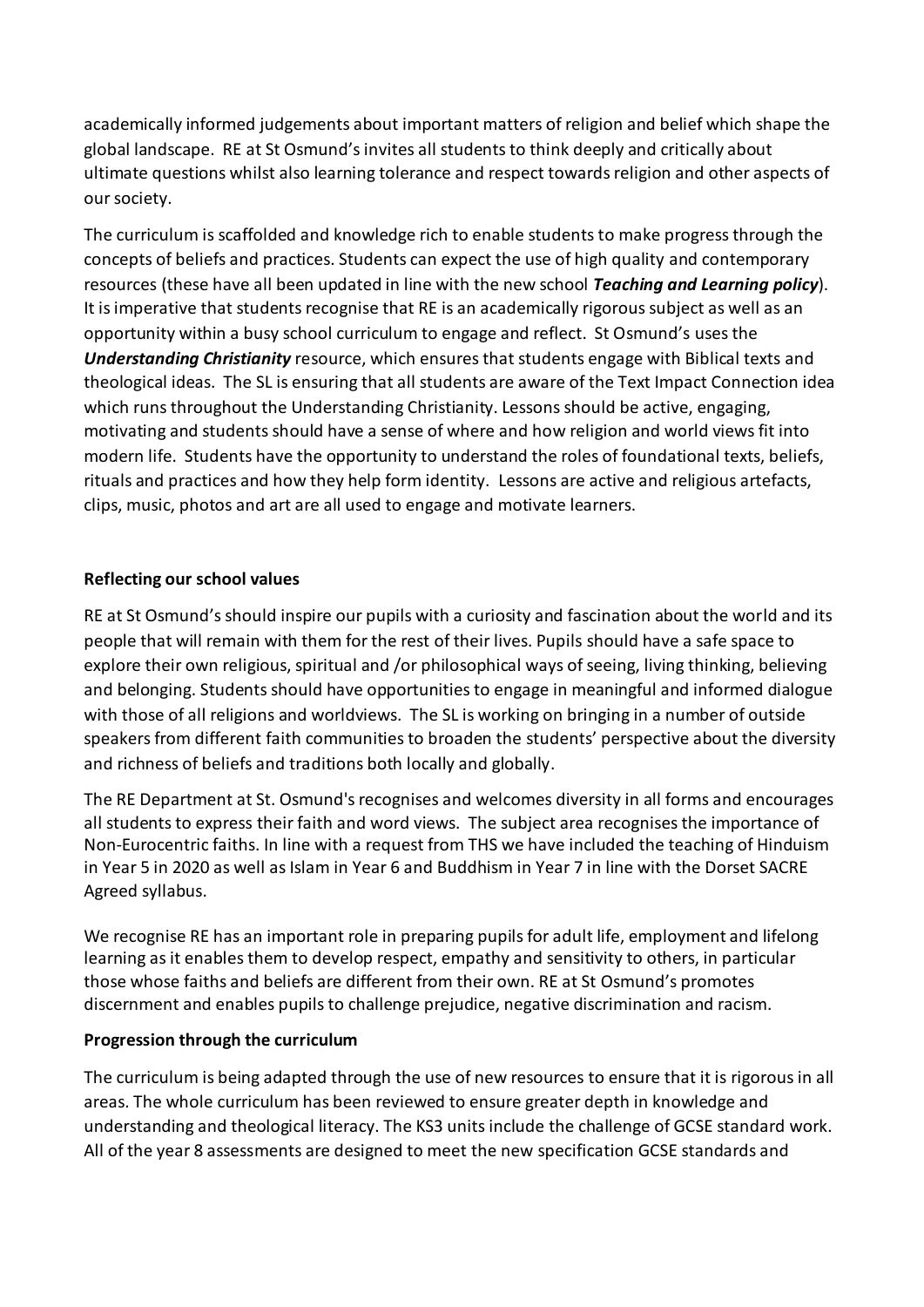academically informed judgements about important matters of religion and belief which shape the global landscape. RE at St Osmund's invites all students to think deeply and critically about ultimate questions whilst also learning tolerance and respect towards religion and other aspects of our society.

The curriculum is scaffolded and knowledge rich to enable students to make progress through the concepts of beliefs and practices. Students can expect the use of high quality and contemporary resources (these have all been updated in line with the new school ***Teaching and Learning policy***). It is imperative that students recognise that RE is an academically rigorous subject as well as an opportunity within a busy school curriculum to engage and reflect. St Osmund's uses the ***Understanding Christianity*** resource, which ensures that students engage with Biblical texts and theological ideas. The SL is ensuring that all students are aware of the Text Impact Connection idea which runs throughout the Understanding Christianity. Lessons should be active, engaging, motivating and students should have a sense of where and how religion and world views fit into modern life. Students have the opportunity to understand the roles of foundational texts, beliefs, rituals and practices and how they help form identity. Lessons are active and religious artefacts, clips, music, photos and art are all used to engage and motivate learners.

**Reflecting our school values**

RE at St Osmund's should inspire our pupils with a curiosity and fascination about the world and its people that will remain with them for the rest of their lives. Pupils should have a safe space to explore their own religious, spiritual and /or philosophical ways of seeing, living thinking, believing and belonging. Students should have opportunities to engage in meaningful and informed dialogue with those of all religions and worldviews. The SL is working on bringing in a number of outside speakers from different faith communities to broaden the students' perspective about the diversity and richness of beliefs and traditions both locally and globally.

The RE Department at St. Osmund's recognises and welcomes diversity in all forms and encourages all students to express their faith and word views. The subject area recognises the importance of Non-Eurocentric faiths. In line with a request from THS we have included the teaching of Hinduism in Year 5 in 2020 as well as Islam in Year 6 and Buddhism in Year 7 in line with the Dorset SACRE Agreed syllabus.

We recognise RE has an important role in preparing pupils for adult life, employment and lifelong learning as it enables them to develop respect, empathy and sensitivity to others, in particular those whose faiths and beliefs are different from their own. RE at St Osmund's promotes discernment and enables pupils to challenge prejudice, negative discrimination and racism.

**Progression through the curriculum**

The curriculum is being adapted through the use of new resources to ensure that it is rigorous in all areas. The whole curriculum has been reviewed to ensure greater depth in knowledge and understanding and theological literacy. The KS3 units include the challenge of GCSE standard work. All of the year 8 assessments are designed to meet the new specification GCSE standards and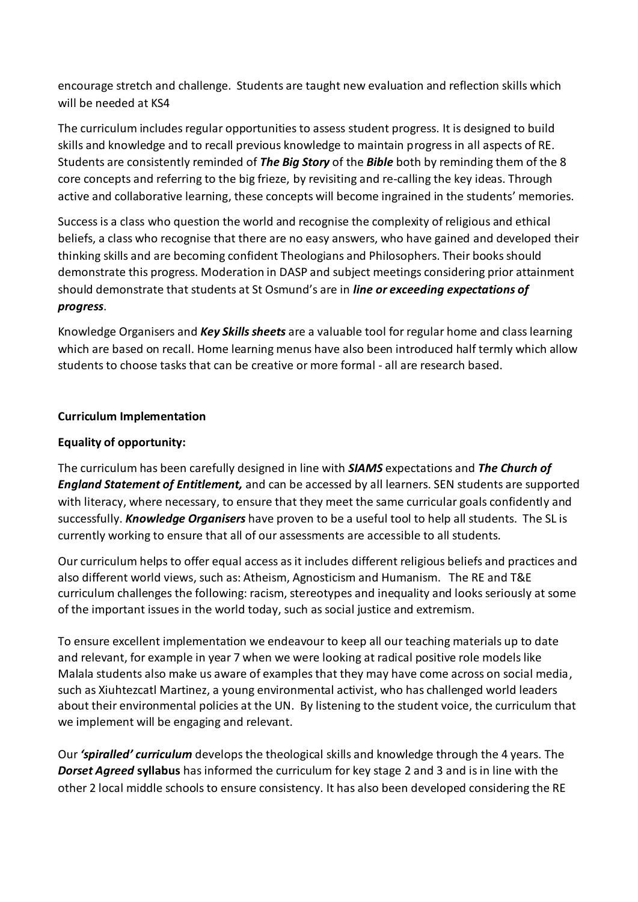encourage stretch and challenge. Students are taught new evaluation and reflection skills which will be needed at KS4

The curriculum includes regular opportunities to assess student progress. It is designed to build skills and knowledge and to recall previous knowledge to maintain progress in all aspects of RE. Students are consistently reminded of ***The Big Story*** of the ***Bible*** both by reminding them of the 8 core concepts and referring to the big frieze, by revisiting and re-calling the key ideas. Through active and collaborative learning, these concepts will become ingrained in the students' memories.

Success is a class who question the world and recognise the complexity of religious and ethical beliefs, a class who recognise that there are no easy answers, who have gained and developed their thinking skills and are becoming confident Theologians and Philosophers. Their books should demonstrate this progress. Moderation in DASP and subject meetings considering prior attainment should demonstrate that students at St Osmund's are in ***line or exceeding expectations of progress***.

Knowledge Organisers and ***Key Skills sheets*** are a valuable tool for regular home and class learning which are based on recall. Home learning menus have also been introduced half termly which allow students to choose tasks that can be creative or more formal - all are research based.

**Curriculum Implementation**

**Equality of opportunity:**

The curriculum has been carefully designed in line with ***SIAMS*** expectations and ***The Church of England Statement of Entitlement,*** and can be accessed by all learners. SEN students are supported with literacy, where necessary, to ensure that they meet the same curricular goals confidently and successfully. ***Knowledge Organisers*** have proven to be a useful tool to help all students. The SL is currently working to ensure that all of our assessments are accessible to all students.

Our curriculum helps to offer equal access as it includes different religious beliefs and practices and also different world views, such as: Atheism, Agnosticism and Humanism. The RE and T&E curriculum challenges the following: racism, stereotypes and inequality and looks seriously at some of the important issues in the world today, such as social justice and extremism.

To ensure excellent implementation we endeavour to keep all our teaching materials up to date and relevant, for example in year 7 when we were looking at radical positive role models like Malala students also make us aware of examples that they may have come across on social media, such as Xiuhtezcatl Martinez, a young environmental activist, who has challenged world leaders about their environmental policies at the UN. By listening to the student voice, the curriculum that we implement will be engaging and relevant.

Our ***'spiralled' curriculum*** develops the theological skills and knowledge through the 4 years. The ***Dorset Agreed* syllabus** has informed the curriculum for key stage 2 and 3 and is in line with the other 2 local middle schools to ensure consistency. It has also been developed considering the RE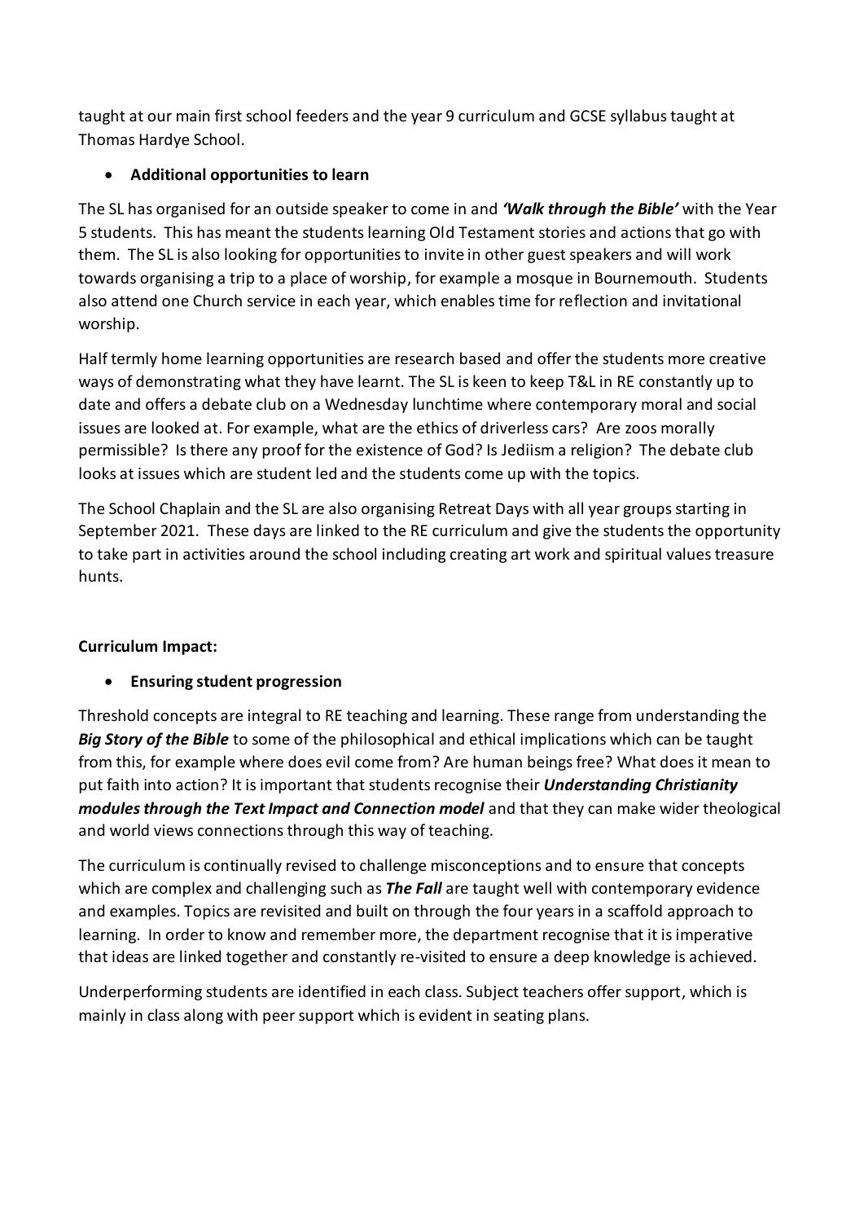taught at our main first school feeders and the year 9 curriculum and GCSE syllabus taught at Thomas Hardye School.

- **Additional opportunities to learn**

The SL has organised for an outside speaker to come in and ***'Walk through the Bible'*** with the Year 5 students. This has meant the students learning Old Testament stories and actions that go with them. The SL is also looking for opportunities to invite in other guest speakers and will work towards organising a trip to a place of worship, for example a mosque in Bournemouth. Students also attend one Church service in each year, which enables time for reflection and invitational worship.

Half termly home learning opportunities are research based and offer the students more creative ways of demonstrating what they have learnt. The SL is keen to keep T&L in RE constantly up to date and offers a debate club on a Wednesday lunchtime where contemporary moral and social issues are looked at. For example, what are the ethics of driverless cars? Are zoos morally permissible? Is there any proof for the existence of God? Is Jediism a religion? The debate club looks at issues which are student led and the students come up with the topics.

The School Chaplain and the SL are also organising Retreat Days with all year groups starting in September 2021. These days are linked to the RE curriculum and give the students the opportunity to take part in activities around the school including creating art work and spiritual values treasure hunts.

**Curriculum Impact:**

- **Ensuring student progression**

Threshold concepts are integral to RE teaching and learning. These range from understanding the ***Big Story of the Bible*** to some of the philosophical and ethical implications which can be taught from this, for example where does evil come from? Are human beings free? What does it mean to put faith into action? It is important that students recognise their ***Understanding Christianity modules through the Text Impact and Connection model*** and that they can make wider theological and world views connections through this way of teaching.

The curriculum is continually revised to challenge misconceptions and to ensure that concepts which are complex and challenging such as ***The Fall*** are taught well with contemporary evidence and examples. Topics are revisited and built on through the four years in a scaffold approach to learning. In order to know and remember more, the department recognise that it is imperative that ideas are linked together and constantly re-visited to ensure a deep knowledge is achieved.

Underperforming students are identified in each class. Subject teachers offer support, which is mainly in class along with peer support which is evident in seating plans.